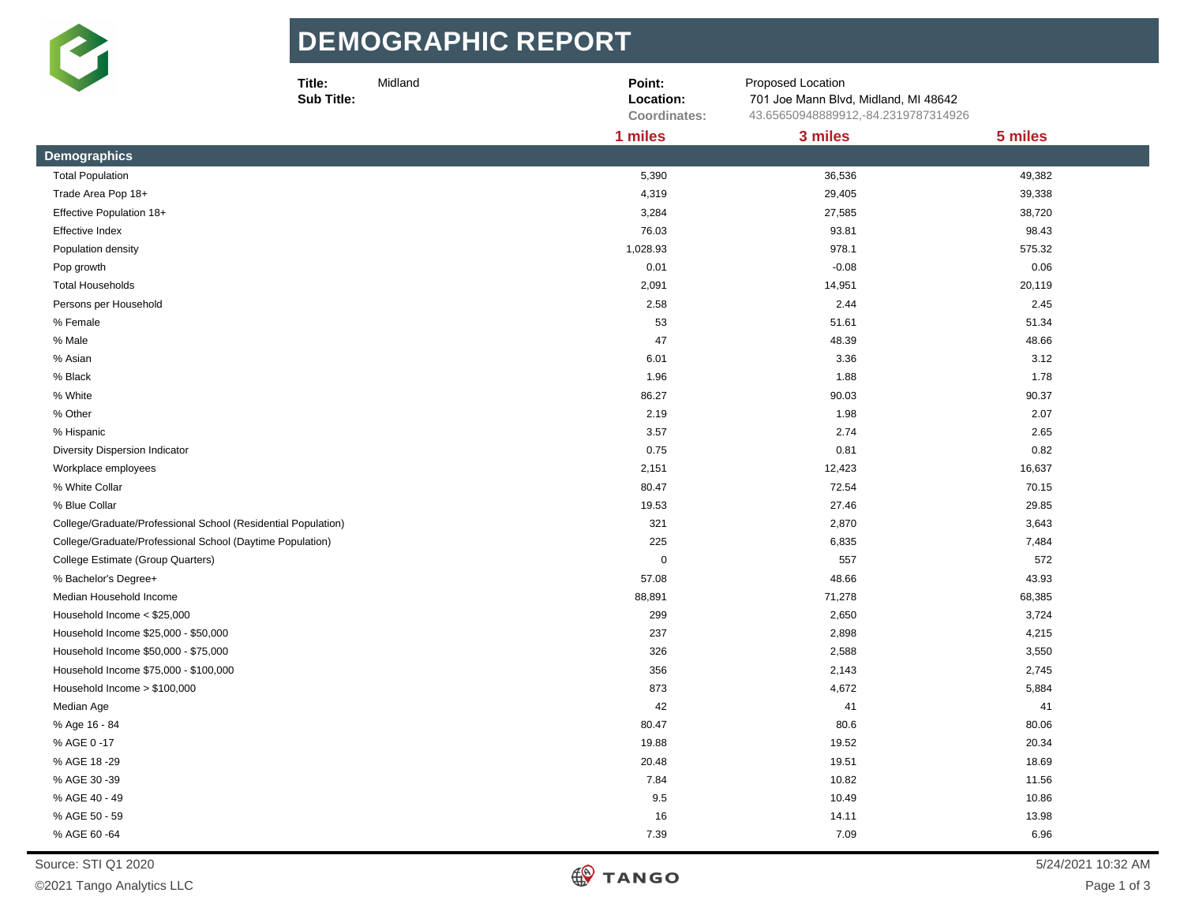# DEMOGRAPHIC REPORT

**Title:** Midland
**Sub Title:**

**Point:** Proposed Location
**Location:** 701 Joe Mann Blvd, Midland, MI 48642
**Coordinates:** 43.65650948889912,-84.2319787314926

| Demographics | 1 miles | 3 miles | 5 miles |
|---|---|---|---|
| Total Population | 5,390 | 36,536 | 49,382 |
| Trade Area Pop 18+ | 4,319 | 29,405 | 39,338 |
| Effective Population 18+ | 3,284 | 27,585 | 38,720 |
| Effective Index | 76.03 | 93.81 | 98.43 |
| Population density | 1,028.93 | 978.1 | 575.32 |
| Pop growth | 0.01 | -0.08 | 0.06 |
| Total Households | 2,091 | 14,951 | 20,119 |
| Persons per Household | 2.58 | 2.44 | 2.45 |
| % Female | 53 | 51.61 | 51.34 |
| % Male | 47 | 48.39 | 48.66 |
| % Asian | 6.01 | 3.36 | 3.12 |
| % Black | 1.96 | 1.88 | 1.78 |
| % White | 86.27 | 90.03 | 90.37 |
| % Other | 2.19 | 1.98 | 2.07 |
| % Hispanic | 3.57 | 2.74 | 2.65 |
| Diversity Dispersion Indicator | 0.75 | 0.81 | 0.82 |
| Workplace employees | 2,151 | 12,423 | 16,637 |
| % White Collar | 80.47 | 72.54 | 70.15 |
| % Blue Collar | 19.53 | 27.46 | 29.85 |
| College/Graduate/Professional School (Residential Population) | 321 | 2,870 | 3,643 |
| College/Graduate/Professional School (Daytime Population) | 225 | 6,835 | 7,484 |
| College Estimate (Group Quarters) | 0 | 557 | 572 |
| % Bachelor's Degree+ | 57.08 | 48.66 | 43.93 |
| Median Household Income | 88,891 | 71,278 | 68,385 |
| Household Income < $25,000 | 299 | 2,650 | 3,724 |
| Household Income $25,000 - $50,000 | 237 | 2,898 | 4,215 |
| Household Income $50,000 - $75,000 | 326 | 2,588 | 3,550 |
| Household Income $75,000 - $100,000 | 356 | 2,143 | 2,745 |
| Household Income > $100,000 | 873 | 4,672 | 5,884 |
| Median Age | 42 | 41 | 41 |
| % Age 16 - 84 | 80.47 | 80.6 | 80.06 |
| % AGE 0 -17 | 19.88 | 19.52 | 20.34 |
| % AGE 18 -29 | 20.48 | 19.51 | 18.69 |
| % AGE 30 -39 | 7.84 | 10.82 | 11.56 |
| % AGE 40 - 49 | 9.5 | 10.49 | 10.86 |
| % AGE 50 - 59 | 16 | 14.11 | 13.98 |
| % AGE 60 -64 | 7.39 | 7.09 | 6.96 |

Source: STI Q1 2020

©2021 Tango Analytics LLC

5/24/2021 10:32 AM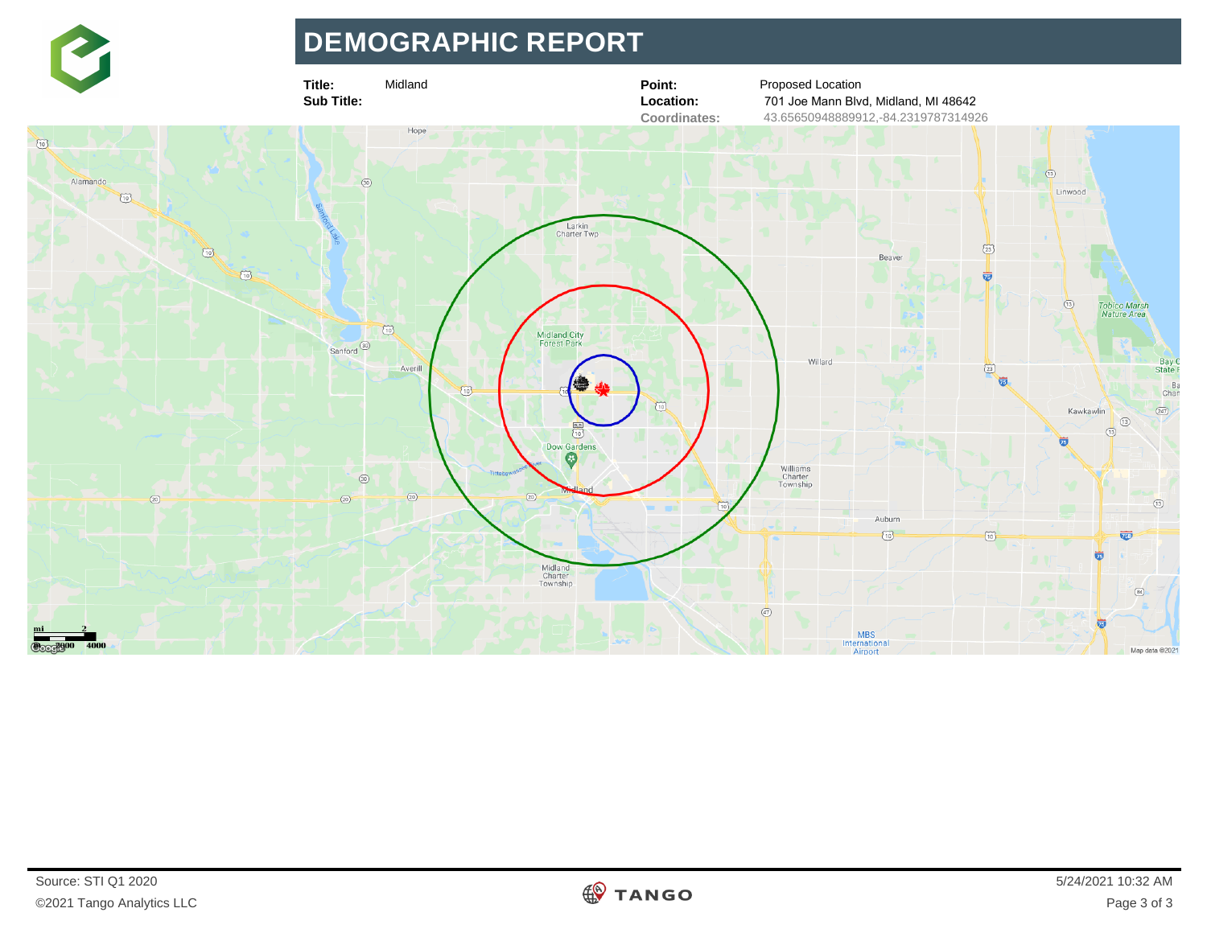# DEMOGRAPHIC REPORT

**Title:** Midland
**Sub Title:**

**Point:** Proposed Location
**Location:** 701 Joe Mann Blvd, Midland, MI 48642
**Coordinates:** 43.65650948889912,-84.2319787314926

Source: STI Q1 2020

©2021 Tango Analytics LLC

5/24/2021 10:32 AM